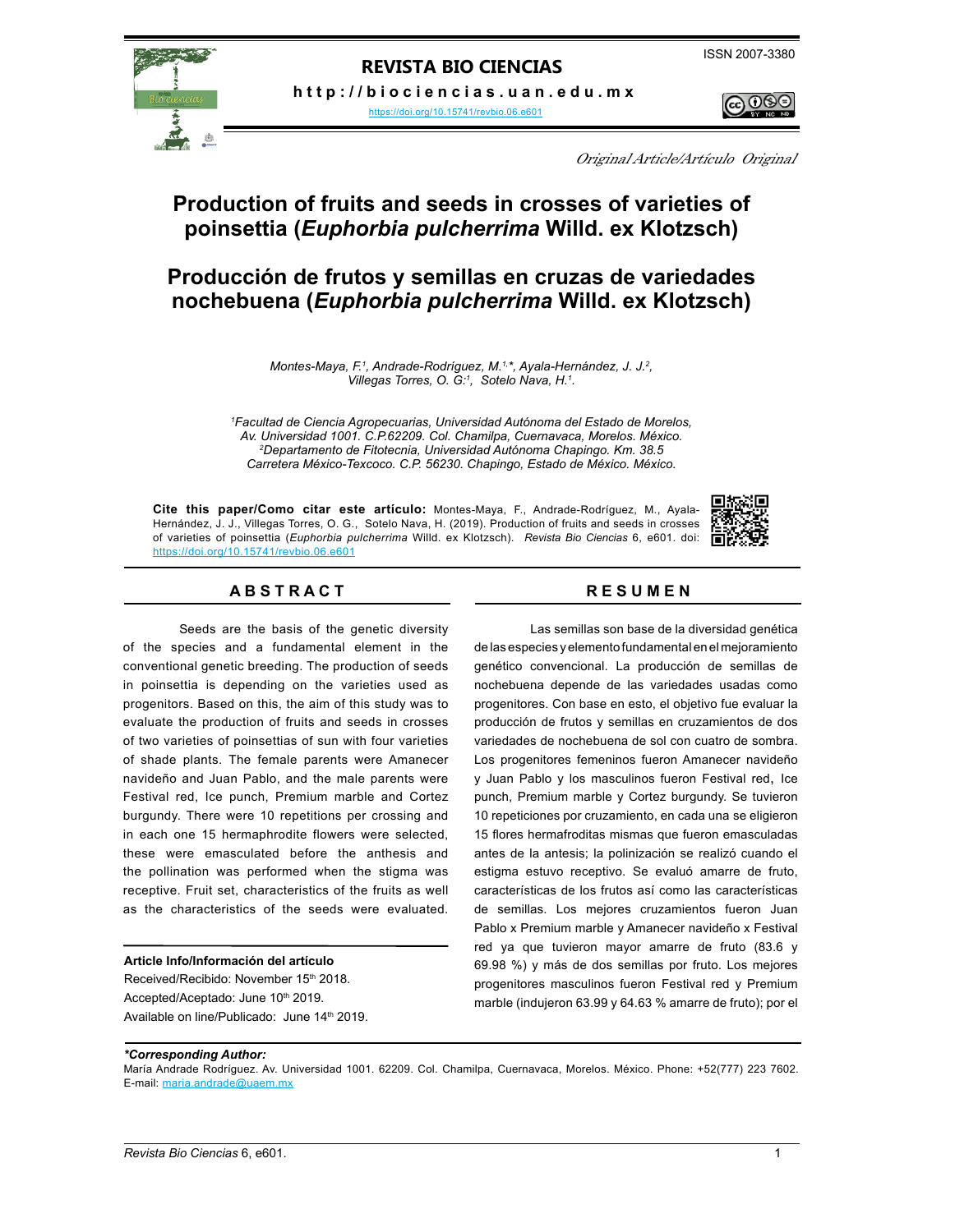REVISTA BIO CIENCIAS

http://biociencias.uan.edu.mx

https://doi.org/10.15741/revbio.06.e601

ISSN 2007-3380

*Original Article/Artículo Original*

# Production of fruits and seeds in crosses of varieties of poinsettia (*Euphorbia pulcherrima* Willd. ex Klotzsch)

# Producción de frutos y semillas en cruzas de variedades nochebuena (*Euphorbia pulcherrima* Willd. ex Klotzsch)

*Montes-Maya, F.[1], Andrade-Rodríguez, M.[1,*], Ayala-Hernández, J. J.[2], Villegas Torres, O. G.[1], Sotelo Nava, H.[1].*

*[1]Facultad de Ciencia Agropecuarias, Universidad Autónoma del Estado de Morelos, Av. Universidad 1001. C.P.62209. Col. Chamilpa, Cuernavaca, Morelos. México.*
*[2]Departamento de Fitotecnia, Universidad Autónoma Chapingo. Km. 38.5 Carretera México-Texcoco. C.P. 56230. Chapingo, Estado de México. México.*

**Cite this paper/Como citar este artículo:** Montes-Maya, F., Andrade-Rodríguez, M., Ayala-Hernández, J. J., Villegas Torres, O. G., Sotelo Nava, H. (2019). Production of fruits and seeds in crosses of varieties of poinsettia (*Euphorbia pulcherrima* Willd. ex Klotzsch). *Revista Bio Ciencias* 6, e601. doi: https://doi.org/10.15741/revbio.06.e601

## ABSTRACT

Seeds are the basis of the genetic diversity of the species and a fundamental element in the conventional genetic breeding. The production of seeds in poinsettia is depending on the varieties used as progenitors. Based on this, the aim of this study was to evaluate the production of fruits and seeds in crosses of two varieties of poinsettias of sun with four varieties of shade plants. The female parents were Amanecer navideño and Juan Pablo, and the male parents were Festival red, Ice punch, Premium marble and Cortez burgundy. There were 10 repetitions per crossing and in each one 15 hermaphrodite flowers were selected, these were emasculated before the anthesis and the pollination was performed when the stigma was receptive. Fruit set, characteristics of the fruits as well as the characteristics of the seeds were evaluated.

**Article Info/Información del artículo**
Received/Recibido: November 15th 2018.
Accepted/Aceptado: June 10th 2019.
Available on line/Publicado: June 14th 2019.

## RESUMEN

Las semillas son base de la diversidad genética de las especies y elemento fundamental en el mejoramiento genético convencional. La producción de semillas de nochebuena depende de las variedades usadas como progenitores. Con base en esto, el objetivo fue evaluar la producción de frutos y semillas en cruzamientos de dos variedades de nochebuena de sol con cuatro variedades de sombra. Los progenitores femeninos fueron Amanecer navideño y Juan Pablo y los masculinos fueron Festival red, Ice punch, Premium marble y Cortez burgundy. Se tuvieron 10 repeticiones por cruzamiento, en cada una se eligieron 15 flores hermafroditas mismas que fueron emasculadas antes de la antesis; la polinización se realizó cuando el estigma estuvo receptivo. Se evaluó amarre de fruto, características de los frutos así como las características de semillas. Los mejores cruzamientos fueron Juan Pablo x Premium marble y Amanecer navideño x Festival red ya que tuvieron mayor amarre de fruto (83.6 y 69.98 %) y más de dos semillas por fruto. Los mejores progenitores masculinos fueron Festival red y Premium marble (indujeron 63.99 y 64.63 % amarre de fruto); por el

***Corresponding Author:**
María Andrade Rodríguez. Av. Universidad 1001. 62209. Col. Chamilpa, Cuernavaca, Morelos. México. Phone: +52(777) 223 7602. E-mail: maria.andrade@uaem.mx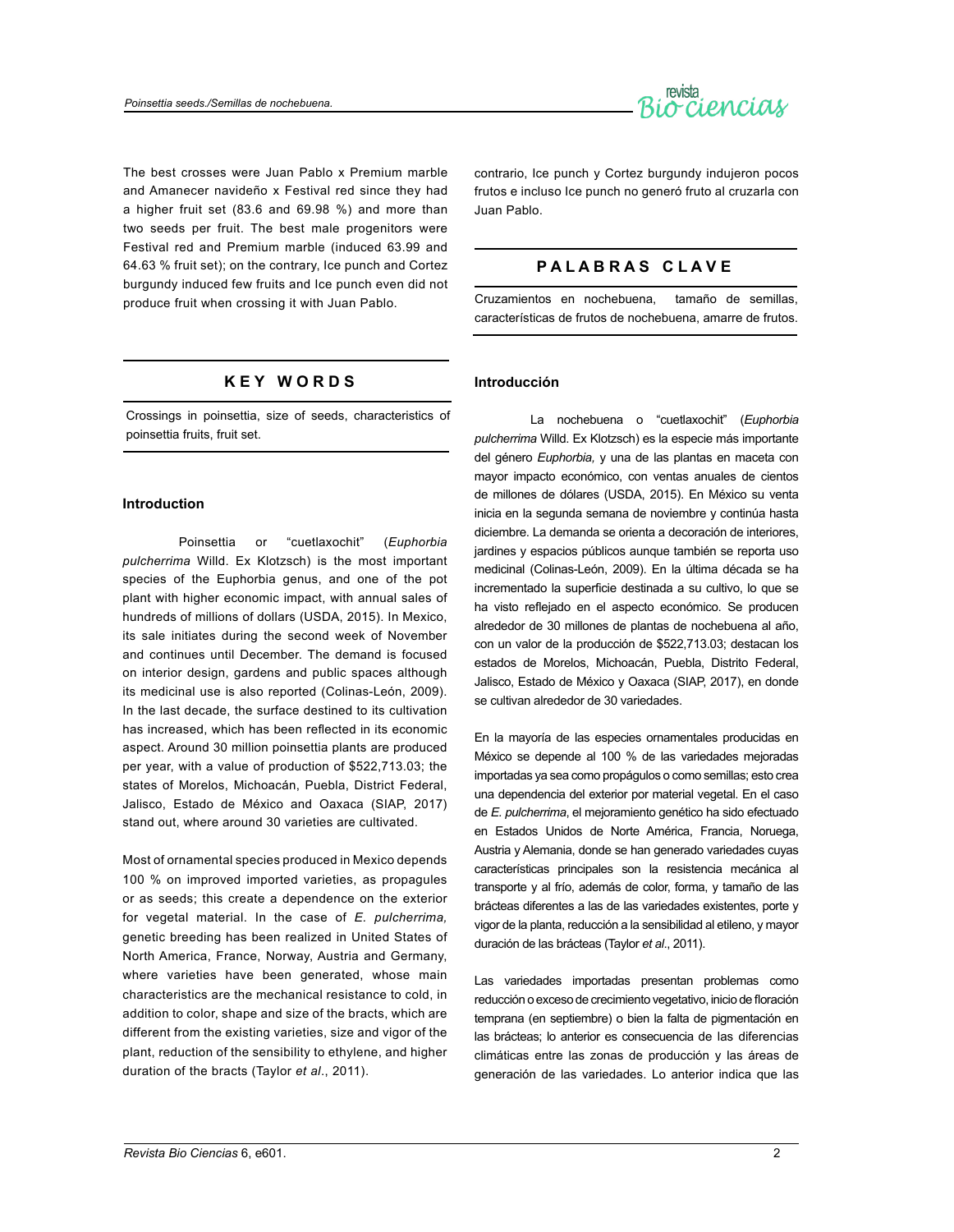The best crosses were Juan Pablo x Premium marble and Amanecer navideño x Festival red since they had a higher fruit set (83.6 and 69.98 %) and more than two seeds per fruit. The best male progenitors were Festival red and Premium marble (induced 63.99 and 64.63 % fruit set); on the contrary, Ice punch and Cortez burgundy induced few fruits and Ice punch even did not produce fruit when crossing it with Juan Pablo.

## KEY WORDS

Crossings in poinsettia, size of seeds, characteristics of poinsettia fruits, fruit set.

### Introduction

Poinsettia or "cuetlaxochit" (*Euphorbia pulcherrima* Willd. Ex Klotzsch) is the most important species of the Euphorbia genus, and one of the pot plant with higher economic impact, with annual sales of hundreds of millions of dollars (USDA, 2015). In Mexico, its sale initiates during the second week of November and continues until December. The demand is focused on interior design, gardens and public spaces although its medicinal use is also reported (Colinas-León, 2009). In the last decade, the surface destined to its cultivation has increased, which has been reflected in its economic aspect. Around 30 million poinsettia plants are produced per year, with a value of production of $522,713.03; the states of Morelos, Michoacán, Puebla, District Federal, Jalisco, Estado de México and Oaxaca (SIAP, 2017) stand out, where around 30 varieties are cultivated.

Most of ornamental species produced in Mexico depends 100 % on improved imported varieties, as propagules or as seeds; this create a dependence on the exterior for vegetal material. In the case of *E. pulcherrima,* genetic breeding has been realized in United States of North America, France, Norway, Austria and Germany, where varieties have been generated, whose main characteristics are the mechanical resistance to cold, in addition to color, shape and size of the bracts, which are different from the existing varieties, size and vigor of the plant, reduction of the sensibility to ethylene, and higher duration of the bracts (Taylor *et al*., 2011).

contrario, Ice punch y Cortez burgundy indujeron pocos frutos e incluso Ice punch no generó fruto al cruzarla con Juan Pablo.

## PALABRAS CLAVE

Cruzamientos en nochebuena, tamaño de semillas, características de frutos de nochebuena, amarre de frutos.

### Introducción

La nochebuena o "cuetlaxochit" (*Euphorbia pulcherrima* Willd. Ex Klotzsch) es la especie más importante del género *Euphorbia,* y una de las plantas en maceta con mayor impacto económico, con ventas anuales de cientos de millones de dólares (USDA, 2015). En México su venta inicia en la segunda semana de noviembre y continúa hasta diciembre. La demanda se orienta a decoración de interiores, jardines y espacios públicos aunque también se reporta uso medicinal (Colinas-León, 2009). En la última década se ha incrementado la superficie destinada a su cultivo, lo que se ha visto reflejado en el aspecto económico. Se producen alrededor de 30 millones de plantas de nochebuena al año, con un valor de la producción de $522,713.03; destacan los estados de Morelos, Michoacán, Puebla, Distrito Federal, Jalisco, Estado de México y Oaxaca (SIAP, 2017), en donde se cultivan alrededor de 30 variedades.

En la mayoría de las especies ornamentales producidas en México se depende al 100 % de las variedades mejoradas importadas ya sea como propágulos o como semillas; esto crea una dependencia del exterior por material vegetal. En el caso de *E. pulcherrima*, el mejoramiento genético ha sido efectuado en Estados Unidos de Norte América, Francia, Noruega, Austria y Alemania, donde se han generado variedades cuyas características principales son la resistencia mecánica al transporte y al frío, además de color, forma, y tamaño de las brácteas diferentes a las de las variedades existentes, porte y vigor de la planta, reducción a la sensibilidad al etileno, y mayor duración de las brácteas (Taylor *et al*., 2011).

Las variedades importadas presentan problemas como reducción o exceso de crecimiento vegetativo, inicio de floración temprana (en septiembre) o bien la falta de pigmentación en las brácteas; lo anterior es consecuencia de las diferencias climáticas entre las zonas de producción y las áreas de generación de las variedades. Lo anterior indica que las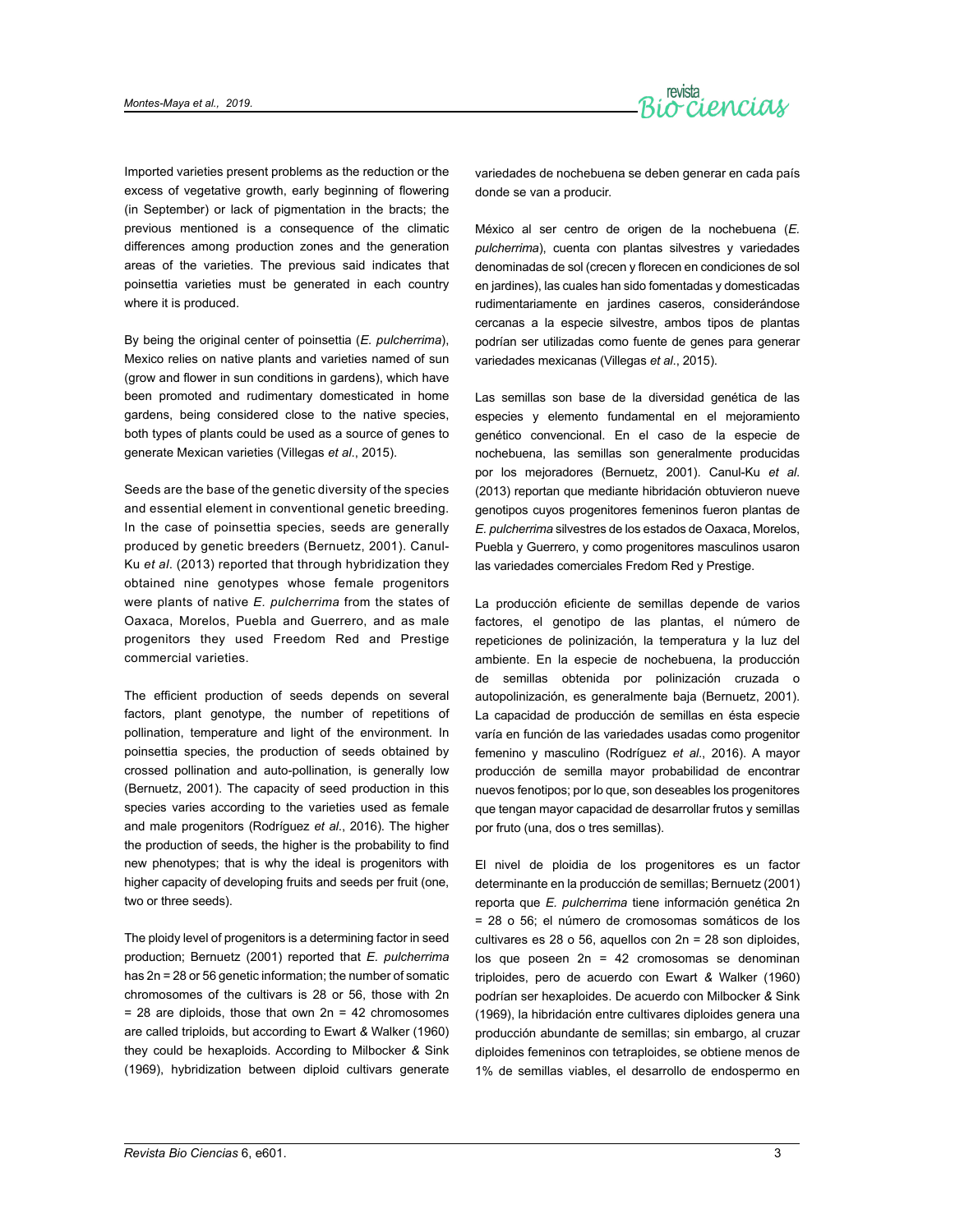Imported varieties present problems as the reduction or the excess of vegetative growth, early beginning of flowering (in September) or lack of pigmentation in the bracts; the previous mentioned is a consequence of the climatic differences among production zones and the generation areas of the varieties. The previous said indicates that poinsettia varieties must be generated in each country where it is produced.

By being the original center of poinsettia (*E. pulcherrima*), Mexico relies on native plants and varieties named of sun (grow and flower in sun conditions in gardens), which have been promoted and rudimentary domesticated in home gardens, being considered close to the native species, both types of plants could be used as a source of genes to generate Mexican varieties (Villegas *et al*., 2015).

Seeds are the base of the genetic diversity of the species and essential element in conventional genetic breeding. In the case of poinsettia species, seeds are generally produced by genetic breeders (Bernuetz, 2001). Canul-Ku *et al*. (2013) reported that through hybridization they obtained nine genotypes whose female progenitors were plants of native *E. pulcherrima* from the states of Oaxaca, Morelos, Puebla and Guerrero, and as male progenitors they used Freedom Red and Prestige commercial varieties.

The efficient production of seeds depends on several factors, plant genotype, the number of repetitions of pollination, temperature and light of the environment. In poinsettia species, the production of seeds obtained by crossed pollination and auto-pollination, is generally low (Bernuetz, 2001). The capacity of seed production in this species varies according to the varieties used as female and male progenitors (Rodríguez *et al*., 2016). The higher the production of seeds, the higher is the probability to find new phenotypes; that is why the ideal is progenitors with higher capacity of developing fruits and seeds per fruit (one, two or three seeds).

The ploidy level of progenitors is a determining factor in seed production; Bernuetz (2001) reported that *E. pulcherrima* has 2n = 28 or 56 genetic information; the number of somatic chromosomes of the cultivars is 28 or 56, those with 2n = 28 are diploids, those that own 2n = 42 chromosomes are called triploids, but according to Ewart & Walker (1960) they could be hexaploids. According to Milbocker & Sink (1969), hybridization between diploid cultivars generate

variedades de nochebuena se deben generar en cada país donde se van a producir.

México al ser centro de origen de la nochebuena (*E. pulcherrima*), cuenta con plantas silvestres y variedades denominadas de sol (crecen y florecen en condiciones de sol en jardines), las cuales han sido fomentadas y domesticadas rudimentariamente en jardines caseros, considerándose cercanas a la especie silvestre, ambos tipos de plantas podrían ser utilizadas como fuente de genes para generar variedades mexicanas (Villegas *et al*., 2015).

Las semillas son base de la diversidad genética de las especies y elemento fundamental en el mejoramiento genético convencional. En el caso de la especie de nochebuena, las semillas son generalmente producidas por los mejoradores (Bernuetz, 2001). Canul-Ku *et al*. (2013) reportan que mediante hibridación obtuvieron nueve genotipos cuyos progenitores femeninos fueron plantas de *E. pulcherrima* silvestres de los estados de Oaxaca, Morelos, Puebla y Guerrero, y como progenitores masculinos usaron las variedades comerciales Fredom Red y Prestige.

La producción eficiente de semillas depende de varios factores, el genotipo de las plantas, el número de repeticiones de polinización, la temperatura y la luz del ambiente. En la especie de nochebuena, la producción de semillas obtenida por polinización cruzada o autopolinización, es generalmente baja (Bernuetz, 2001). La capacidad de producción de semillas en ésta especie varía en función de las variedades usadas como progenitor femenino y masculino (Rodríguez *et al*., 2016). A mayor producción de semilla mayor probabilidad de encontrar nuevos fenotipos; por lo que, son deseables los progenitores que tengan mayor capacidad de desarrollar frutos y semillas por fruto (una, dos o tres semillas).

El nivel de ploidia de los progenitores es un factor determinante en la producción de semillas; Bernuetz (2001) reporta que *E. pulcherrima* tiene información genética 2n = 28 o 56; el número de cromosomas somáticos de los cultivares es 28 o 56, aquellos con 2n = 28 son diploides, los que poseen 2n = 42 cromosomas se denominan triploides, pero de acuerdo con Ewart & Walker (1960) podrían ser hexaploides. De acuerdo con Milbocker & Sink (1969), la hibridación entre cultivares diploides genera una producción abundante de semillas; sin embargo, al cruzar diploides femeninos con tetraploides, se obtiene menos de 1% de semillas viables, el desarrollo de endospermo en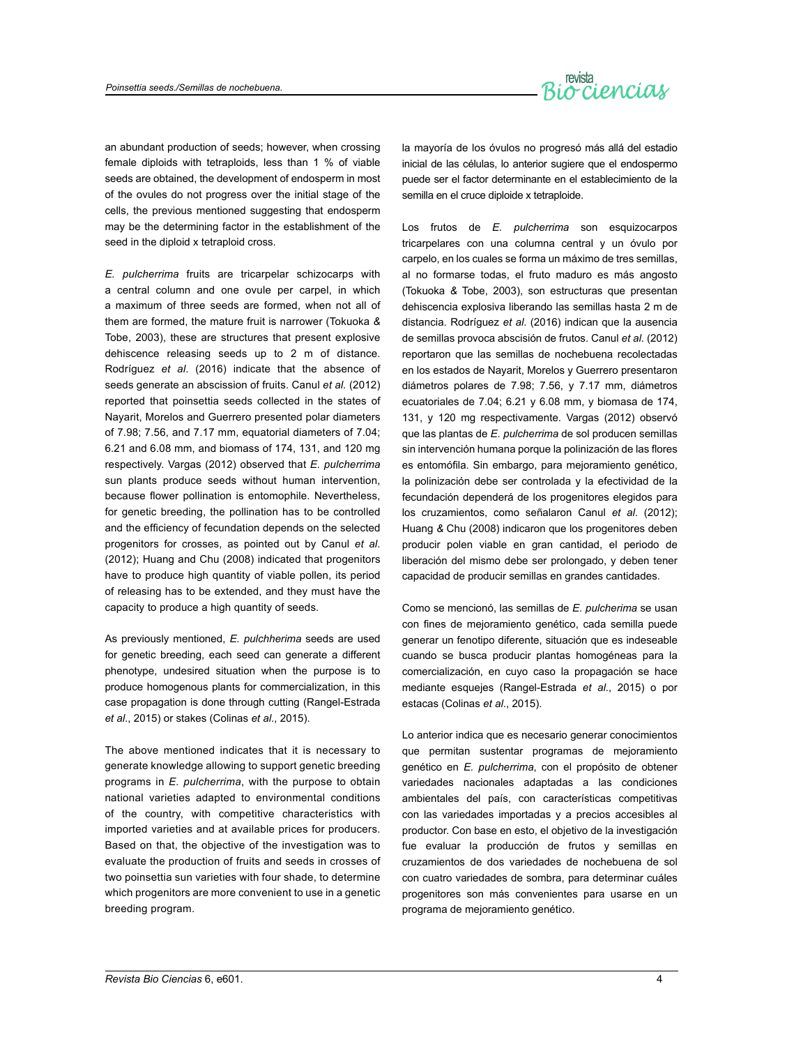an abundant production of seeds; however, when crossing female diploids with tetraploids, less than 1 % of viable seeds are obtained, the development of endosperm in most of the ovules do not progress over the initial stage of the cells, the previous mentioned suggesting that endosperm may be the determining factor in the establishment of the seed in the diploid x tetraploid cross.

*E. pulcherrima* fruits are tricarpelar schizocarps with a central column and one ovule per carpel, in which a maximum of three seeds are formed, when not all of them are formed, the mature fruit is narrower (Tokuoka & Tobe, 2003), these are structures that present explosive dehiscence releasing seeds up to 2 m of distance. Rodríguez *et al*. (2016) indicate that the absence of seeds generate an abscission of fruits. Canul *et al.* (2012) reported that poinsettia seeds collected in the states of Nayarit, Morelos and Guerrero presented polar diameters of 7.98; 7.56, and 7.17 mm, equatorial diameters of 7.04; 6.21 and 6.08 mm, and biomass of 174, 131, and 120 mg respectively. Vargas (2012) observed that *E. pulcherrima* sun plants produce seeds without human intervention, because flower pollination is entomophile. Nevertheless, for genetic breeding, the pollination has to be controlled and the efficiency of fecundation depends on the selected progenitors for crosses, as pointed out by Canul *et al*. (2012); Huang and Chu (2008) indicated that progenitors have to produce high quantity of viable pollen, its period of releasing has to be extended, and they must have the capacity to produce a high quantity of seeds.

As previously mentioned, *E. pulchherima* seeds are used for genetic breeding, each seed can generate a different phenotype, undesired situation when the purpose is to produce homogenous plants for commercialization, in this case propagation is done through cutting (Rangel-Estrada *et al*., 2015) or stakes (Colinas *et al*., 2015).

The above mentioned indicates that it is necessary to generate knowledge allowing to support genetic breeding programs in *E. pulcherrima*, with the purpose to obtain national varieties adapted to environmental conditions of the country, with competitive characteristics with imported varieties and at available prices for producers. Based on that, the objective of the investigation was to evaluate the production of fruits and seeds in crosses of two poinsettia sun varieties with four shade, to determine which progenitors are more convenient to use in a genetic breeding program.

la mayoría de los óvulos no progresó más allá del estadio inicial de las células, lo anterior sugiere que el endospermo puede ser el factor determinante en el establecimiento de la semilla en el cruce diploide x tetraploide.

Los frutos de *E. pulcherrima* son esquizocarpos tricarpelares con una columna central y un óvulo por carpelo, en los cuales se forma un máximo de tres semillas, al no formarse todas, el fruto maduro es más angosto (Tokuoka & Tobe, 2003), son estructuras que presentan dehiscencia explosiva liberando las semillas hasta 2 m de distancia. Rodríguez *et al*. (2016) indican que la ausencia de semillas provoca abscisión de frutos. Canul *et al*. (2012) reportaron que las semillas de nochebuena recolectadas en los estados de Nayarit, Morelos y Guerrero presentaron diámetros polares de 7.98; 7.56, y 7.17 mm, diámetros ecuatoriales de 7.04; 6.21 y 6.08 mm, y biomasa de 174, 131, y 120 mg respectivamente. Vargas (2012) observó que las plantas de *E. pulcherrima* de sol producen semillas sin intervención humana porque la polinización de las flores es entomófila. Sin embargo, para mejoramiento genético, la polinización debe ser controlada y la efectividad de la fecundación dependerá de los progenitores elegidos para los cruzamientos, como señalaron Canul *et al*. (2012); Huang & Chu (2008) indicaron que los progenitores deben producir polen viable en gran cantidad, el periodo de liberación del mismo debe ser prolongado, y deben tener capacidad de producir semillas en grandes cantidades.

Como se mencionó, las semillas de *E. pulcherima* se usan con fines de mejoramiento genético, cada semilla puede generar un fenotipo diferente, situación que es indeseable cuando se busca producir plantas homogéneas para la comercialización, en cuyo caso la propagación se hace mediante esquejes (Rangel-Estrada *et al*., 2015) o por estacas (Colinas *et al*., 2015).

Lo anterior indica que es necesario generar conocimientos que permitan sustentar programas de mejoramiento genético en *E. pulcherrima*, con el propósito de obtener variedades nacionales adaptadas a las condiciones ambientales del país, con características competitivas con las variedades importadas y a precios accesibles al productor. Con base en esto, el objetivo de la investigación fue evaluar la producción de frutos y semillas en cruzamientos de dos variedades de nochebuena de sol con cuatro variedades de sombra, para determinar cuáles progenitores son más convenientes para usarse en un programa de mejoramiento genético.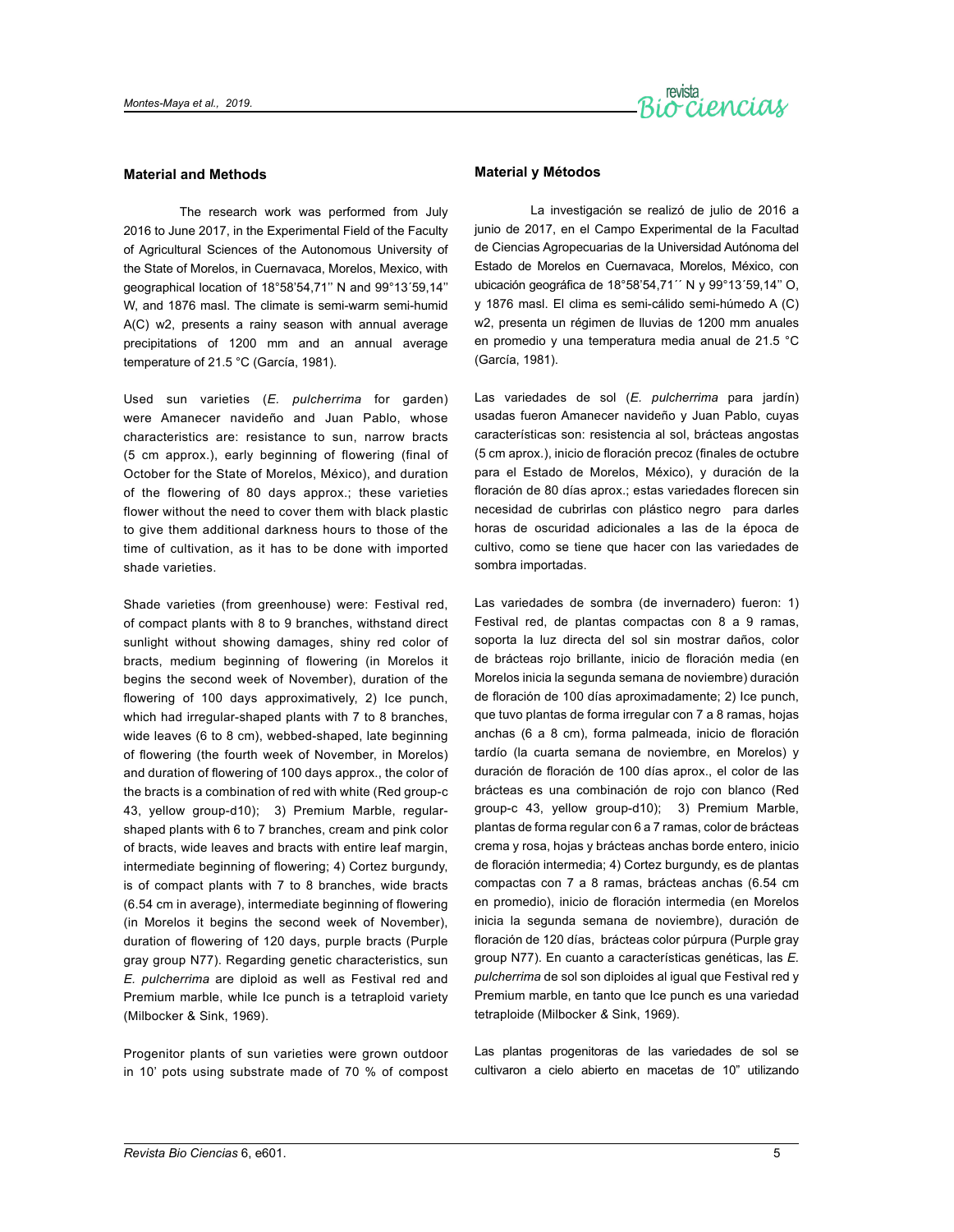## Material and Methods

The research work was performed from July 2016 to June 2017, in the Experimental Field of the Faculty of Agricultural Sciences of the Autonomous University of the State of Morelos, in Cuernavaca, Morelos, Mexico, with geographical location of 18°58'54,71'' N and 99°13´59,14'' W, and 1876 masl. The climate is semi-warm semi-humid A(C) w2, presents a rainy season with annual average precipitations of 1200 mm and an annual average temperature of 21.5 °C (García, 1981).

Used sun varieties (*E. pulcherrima* for garden) were Amanecer navideño and Juan Pablo, whose characteristics are: resistance to sun, narrow bracts (5 cm approx.), early beginning of flowering (final of October for the State of Morelos, México), and duration of the flowering of 80 days approx.; these varieties flower without the need to cover them with black plastic to give them additional darkness hours to those of the time of cultivation, as it has to be done with imported shade varieties.

Shade varieties (from greenhouse) were: Festival red, of compact plants with 8 to 9 branches, withstand direct sunlight without showing damages, shiny red color of bracts, medium beginning of flowering (in Morelos it begins the second week of November), duration of the flowering of 100 days approximatively, 2) Ice punch, which had irregular-shaped plants with 7 to 8 branches, wide leaves (6 to 8 cm), webbed-shaped, late beginning of flowering (the fourth week of November, in Morelos) and duration of flowering of 100 days approx., the color of the bracts is a combination of red with white (Red group-c 43, yellow group-d10); 3) Premium Marble, regular-shaped plants with 6 to 7 branches, cream and pink color of bracts, wide leaves and bracts with entire leaf margin, intermediate beginning of flowering; 4) Cortez burgundy, is of compact plants with 7 to 8 branches, wide bracts (6.54 cm in average), intermediate beginning of flowering (in Morelos it begins the second week of November), duration of flowering of 120 days, purple bracts (Purple gray group N77). Regarding genetic characteristics, sun *E. pulcherrima* are diploid as well as Festival red and Premium marble, while Ice punch is a tetraploid variety (Milbocker & Sink, 1969).

Progenitor plants of sun varieties were grown outdoor in 10' pots using substrate made of 70 % of compost

## Material y Métodos

La investigación se realizó de julio de 2016 a junio de 2017, en el Campo Experimental de la Facultad de Ciencias Agropecuarias de la Universidad Autónoma del Estado de Morelos en Cuernavaca, Morelos, México, con ubicación geográfica de 18°58'54,71´´ N y 99°13´59,14'' O, y 1876 masl. El clima es semi-cálido semi-húmedo A (C) w2, presenta un régimen de lluvias de 1200 mm anuales en promedio y una temperatura media anual de 21.5 °C (García, 1981).

Las variedades de sol (*E. pulcherrima* para jardín) usadas fueron Amanecer navideño y Juan Pablo, cuyas características son: resistencia al sol, brácteas angostas (5 cm aprox.), inicio de floración precoz (finales de octubre para el Estado de Morelos, México), y duración de la floración de 80 días aprox.; estas variedades florecen sin necesidad de cubrirlas con plástico negro para darles horas de oscuridad adicionales a las de la época de cultivo, como se tiene que hacer con las variedades de sombra importadas.

Las variedades de sombra (de invernadero) fueron: 1) Festival red, de plantas compactas con 8 a 9 ramas, soporta la luz directa del sol sin mostrar daños, color de brácteas rojo brillante, inicio de floración media (en Morelos inicia la segunda semana de noviembre) duración de floración de 100 días aproximadamente; 2) Ice punch, que tuvo plantas de forma irregular con 7 a 8 ramas, hojas anchas (6 a 8 cm), forma palmeada, inicio de floración tardío (la cuarta semana de noviembre, en Morelos) y duración de floración de 100 días aprox., el color de las brácteas es una combinación de rojo con blanco (Red group-c 43, yellow group-d10); 3) Premium Marble, plantas de forma regular con 6 a 7 ramas, color de brácteas crema y rosa, hojas y brácteas anchas borde entero, inicio de floración intermedia; 4) Cortez burgundy, es de plantas compactas con 7 a 8 ramas, brácteas anchas (6.54 cm en promedio), inicio de floración intermedia (en Morelos inicia la segunda semana de noviembre), duración de floración de 120 días, brácteas color púrpura (Purple gray group N77). En cuanto a características genéticas, las *E. pulcherrima* de sol son diploides al igual que Festival red y Premium marble, en tanto que Ice punch es una variedad tetraploide (Milbocker & Sink, 1969).

Las plantas progenitoras de las variedades de sol se cultivaron a cielo abierto en macetas de 10" utilizando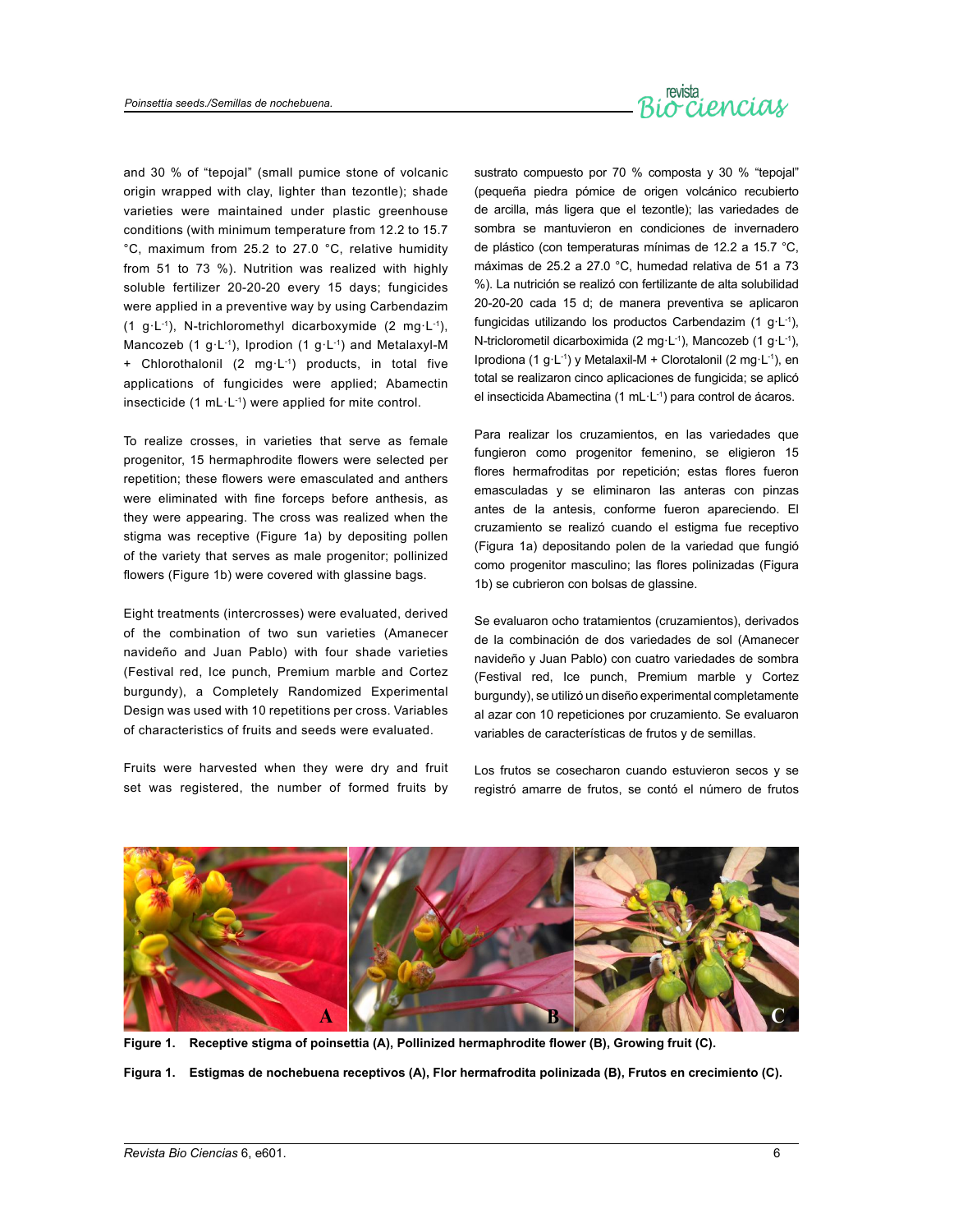and 30 % of "tepojal" (small pumice stone of volcanic origin wrapped with clay, lighter than tezontle); shade varieties were maintained under plastic greenhouse conditions (with minimum temperature from 12.2 to 15.7 °C, maximum from 25.2 to 27.0 °C, relative humidity from 51 to 73 %). Nutrition was realized with highly soluble fertilizer 20-20-20 every 15 days; fungicides were applied in a preventive way by using Carbendazim (1 g·L$^{-1}$), N-trichloromethyl dicarboxymide (2 mg·L$^{-1}$), Mancozeb (1 g·L$^{-1}$), Iprodion (1 g·L$^{-1}$) and Metalaxyl-M + Chlorothalonil (2 mg·L$^{-1}$) products, in total five applications of fungicides were applied; Abamectin insecticide (1 mL·L$^{-1}$) were applied for mite control.

To realize crosses, in varieties that serve as female progenitor, 15 hermaphrodite flowers were selected per repetition; these flowers were emasculated and anthers were eliminated with fine forceps before anthesis, as they were appearing. The cross was realized when the stigma was receptive (Figure 1a) by depositing pollen of the variety that serves as male progenitor; pollinized flowers (Figure 1b) were covered with glassine bags.

Eight treatments (intercrosses) were evaluated, derived of the combination of two sun varieties (Amanecer navideño and Juan Pablo) with four shade varieties (Festival red, Ice punch, Premium marble and Cortez burgundy), a Completely Randomized Experimental Design was used with 10 repetitions per cross. Variables of characteristics of fruits and seeds were evaluated.

Fruits were harvested when they were dry and fruit set was registered, the number of formed fruits by

sustrato compuesto por 70 % composta y 30 % "tepojal" (pequeña piedra pómice de origen volcánico recubierto de arcilla, más ligera que el tezontle); las variedades de sombra se mantuvieron en condiciones de invernadero de plástico (con temperaturas mínimas de 12.2 a 15.7 °C, máximas de 25.2 a 27.0 °C, humedad relativa de 51 a 73 %). La nutrición se realizó con fertilizante de alta solubilidad 20-20-20 cada 15 d; de manera preventiva se aplicaron fungicidas utilizando los productos Carbendazim (1 g·L$^{-1}$), N-triclorometil dicarboximida (2 mg·L$^{-1}$), Mancozeb (1 g·L$^{-1}$), Iprodiona (1 g·L$^{-1}$) y Metalaxil-M + Clorotalonil (2 mg·L$^{-1}$), en total se realizaron cinco aplicaciones de fungicida; se aplicó el insecticida Abamectina (1 mL·L$^{-1}$) para control de ácaros.

Para realizar los cruzamientos, en las variedades que fungieron como progenitor femenino, se eligieron 15 flores hermafroditas por repetición; estas flores fueron emasculadas y se eliminaron las anteras con pinzas antes de la antesis, conforme fueron apareciendo. El cruzamiento se realizó cuando el estigma fue receptivo (Figura 1a) depositando polen de la variedad que fungió como progenitor masculino; las flores polinizadas (Figura 1b) se cubrieron con bolsas de glassine.

Se evaluaron ocho tratamientos (cruzamientos), derivados de la combinación de dos variedades de sol (Amanecer navideño y Juan Pablo) con cuatro variedades de sombra (Festival red, Ice punch, Premium marble y Cortez burgundy), se utilizó un diseño experimental completamente al azar con 10 repeticiones por cruzamiento. Se evaluaron variables de características de frutos y de semillas.

Los frutos se cosecharon cuando estuvieron secos y se registró amarre de frutos, se contó el número de frutos

**Figure 1. Receptive stigma of poinsettia (A), Pollinized hermaphrodite flower (B), Growing fruit (C).**

**Figura 1. Estigmas de nochebuena receptivos (A), Flor hermafrodita polinizada (B), Frutos en crecimiento (C).**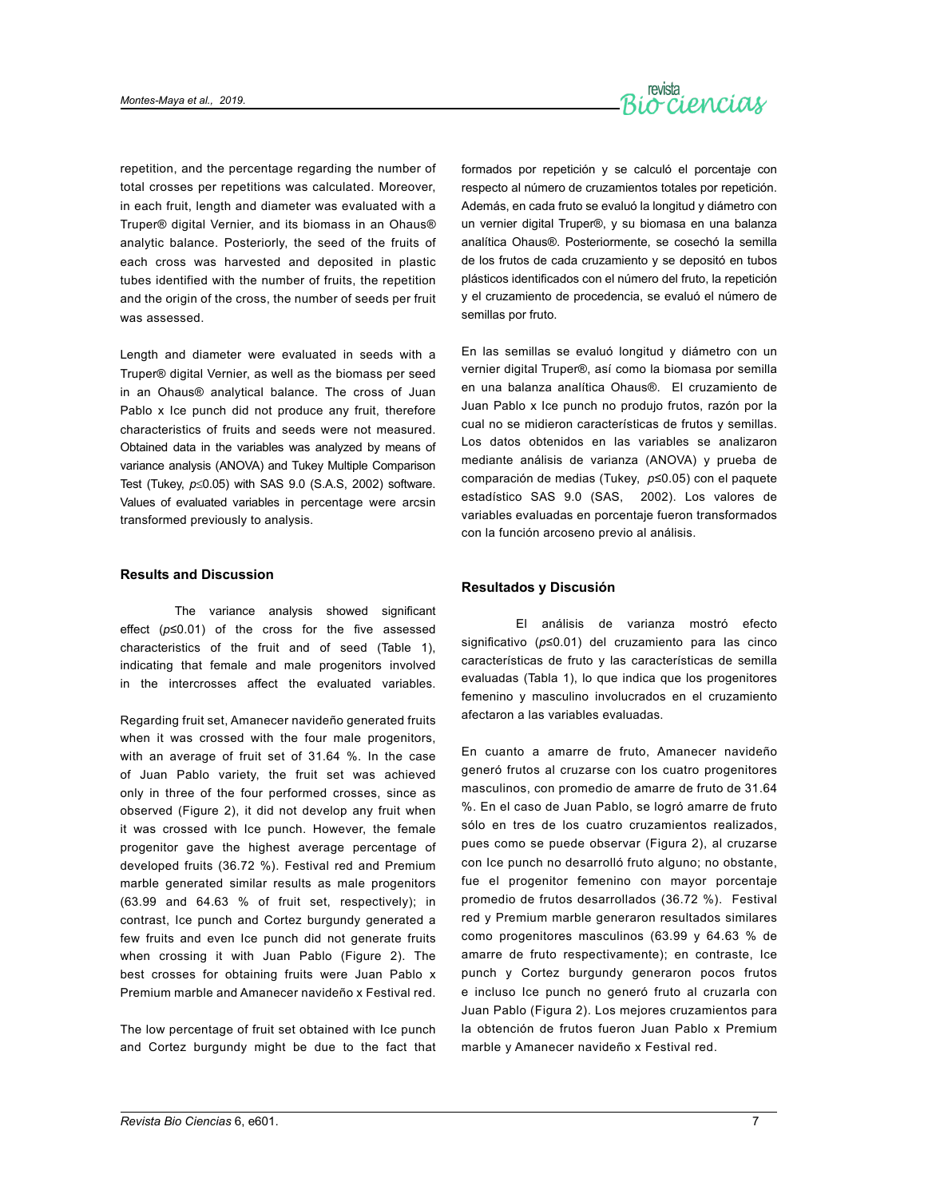repetition, and the percentage regarding the number of total crosses per repetitions was calculated. Moreover, in each fruit, length and diameter was evaluated with a Truper® digital Vernier, and its biomass in an Ohaus® analytic balance. Posteriorly, the seed of the fruits of each cross was harvested and deposited in plastic tubes identified with the number of fruits, the repetition and the origin of the cross, the number of seeds per fruit was assessed.

Length and diameter were evaluated in seeds with a Truper® digital Vernier, as well as the biomass per seed in an Ohaus® analytical balance. The cross of Juan Pablo x Ice punch did not produce any fruit, therefore characteristics of fruits and seeds were not measured. Obtained data in the variables was analyzed by means of variance analysis (ANOVA) and Tukey Multiple Comparison Test (Tukey, $p \leq 0.05$) with SAS 9.0 (S.A.S, 2002) software. Values of evaluated variables in percentage were arcsin transformed previously to analysis.

## Results and Discussion

The variance analysis showed significant effect ($p \leq 0.01$) of the cross for the five assessed characteristics of the fruit and of seed (Table 1), indicating that female and male progenitors involved in the intercrosses affect the evaluated variables.

Regarding fruit set, Amanecer navideño generated fruits when it was crossed with the four male progenitors, with an average of fruit set of 31.64 %. In the case of Juan Pablo variety, the fruit set was achieved only in three of the four performed crosses, since as observed (Figure 2), it did not develop any fruit when it was crossed with Ice punch. However, the female progenitor gave the highest average percentage of developed fruits (36.72 %). Festival red and Premium marble generated similar results as male progenitors (63.99 and 64.63 % of fruit set, respectively); in contrast, Ice punch and Cortez burgundy generated a few fruits and even Ice punch did not generate fruits when crossing it with Juan Pablo (Figure 2). The best crosses for obtaining fruits were Juan Pablo x Premium marble and Amanecer navideño x Festival red.

The low percentage of fruit set obtained with Ice punch and Cortez burgundy might be due to the fact that

formados por repetición y se calculó el porcentaje con respecto al número de cruzamientos totales por repetición. Además, en cada fruto se evaluó la longitud y diámetro con un vernier digital Truper®, y su biomasa en una balanza analítica Ohaus®. Posteriormente, se cosechó la semilla de los frutos de cada cruzamiento y se depositó en tubos plásticos identificados con el número del fruto, la repetición y el cruzamiento de procedencia, se evaluó el número de semillas por fruto.

En las semillas se evaluó longitud y diámetro con un vernier digital Truper®, así como la biomasa por semilla en una balanza analítica Ohaus®. El cruzamiento de Juan Pablo x Ice punch no produjo frutos, razón por la cual no se midieron características de frutos y semillas. Los datos obtenidos en las variables se analizaron mediante análisis de varianza (ANOVA) y prueba de comparación de medias (Tukey, $p \leq 0.05$) con el paquete estadístico SAS 9.0 (SAS, 2002). Los valores de variables evaluadas en porcentaje fueron transformados con la función arcoseno previo al análisis.

## Resultados y Discusión

El análisis de varianza mostró efecto significativo ($p \leq 0.01$) del cruzamiento para las cinco características de fruto y las características de semilla evaluadas (Tabla 1), lo que indica que los progenitores femenino y masculino involucrados en el cruzamiento afectaron a las variables evaluadas.

En cuanto a amarre de fruto, Amanecer navideño generó frutos al cruzarse con los cuatro progenitores masculinos, con promedio de amarre de fruto de 31.64 %. En el caso de Juan Pablo, se logró amarre de fruto sólo en tres de los cuatro cruzamientos realizados, pues como se puede observar (Figura 2), al cruzarse con Ice punch no desarrolló fruto alguno; no obstante, fue el progenitor femenino con mayor porcentaje promedio de frutos desarrollados (36.72 %). Festival red y Premium marble generaron resultados similares como progenitores masculinos (63.99 y 64.63 % de amarre de fruto respectivamente); en contraste, Ice punch y Cortez burgundy generaron pocos frutos e incluso Ice punch no generó fruto al cruzarla con Juan Pablo (Figura 2). Los mejores cruzamientos para la obtención de frutos fueron Juan Pablo x Premium marble y Amanecer navideño x Festival red.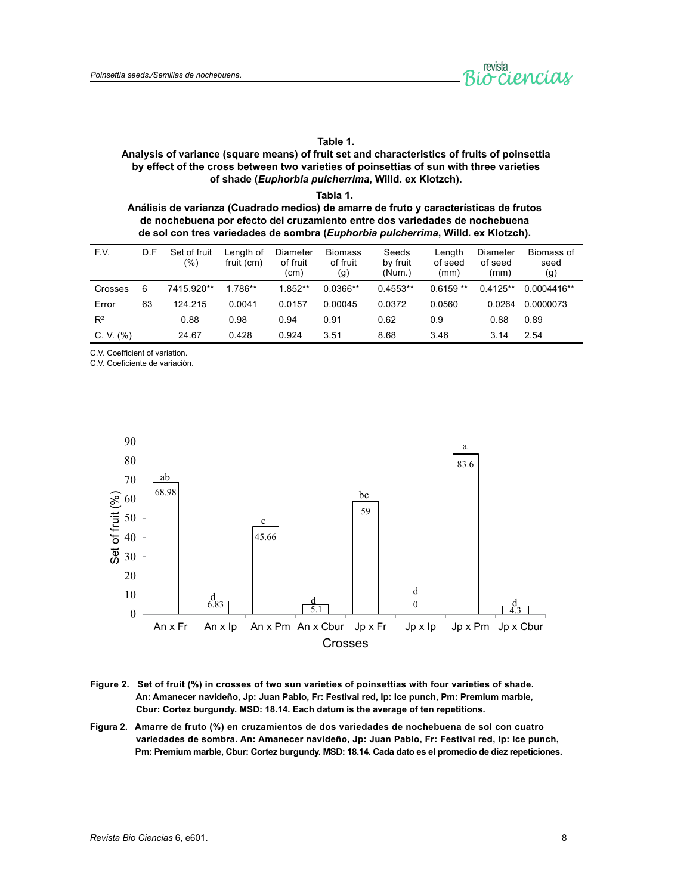**Table 1.**
**Analysis of variance (square means) of fruit set and characteristics of fruits of poinsettia by effect of the cross between two varieties of poinsettias of sun with three varieties of shade (*Euphorbia pulcherrima*, Willd. ex Klotzch).**

**Tabla 1.**
**Análisis de varianza (Cuadrado medios) de amarre de fruto y características de frutos de nochebuena por efecto del cruzamiento entre dos variedades de nochebuena de sol con tres variedades de sombra (*Euphorbia pulcherrima*, Willd. ex Klotzch).**

| F.V. | D.F | Set of fruit (%) | Length of fruit (cm) | Diameter of fruit (cm) | Biomass of fruit (g) | Seeds by fruit (Num.) | Length of seed (mm) | Diameter of seed (mm) | Biomass of seed (g) |
|---|---|---|---|---|---|---|---|---|---|
| Crosses | 6 | 7415.920** | 1.786** | 1.852** | 0.0366** | 0.4553** | 0.6159 ** | 0.4125** | 0.0004416** |
| Error | 63 | 124.215 | 0.0041 | 0.0157 | 0.00045 | 0.0372 | 0.0560 | 0.0264 | 0.0000073 |
| $R^2$ | | 0.88 | 0.98 | 0.94 | 0.91 | 0.62 | 0.9 | 0.88 | 0.89 |
| C. V. (%) | | 24.67 | 0.428 | 0.924 | 3.51 | 8.68 | 3.46 | 3.14 | 2.54 |

C.V. Coefficient of variation.
C.V. Coeficiente de variación.

**Figure 2. Set of fruit (%) in crosses of two sun varieties of poinsettias with four varieties of shade. An: Amanecer navideño, Jp: Juan Pablo, Fr: Festival red, Ip: Ice punch, Pm: Premium marble, Cbur: Cortez burgundy. MSD: 18.14. Each datum is the average of ten repetitions.**

**Figura 2. Amarre de fruto (%) en cruzamientos de dos variedades de nochebuena de sol con cuatro variedades de sombra. An: Amanecer navideño, Jp: Juan Pablo, Fr: Festival red, Ip: Ice punch, Pm: Premium marble, Cbur: Cortez burgundy. MSD: 18.14. Cada dato es el promedio de diez repeticiones.**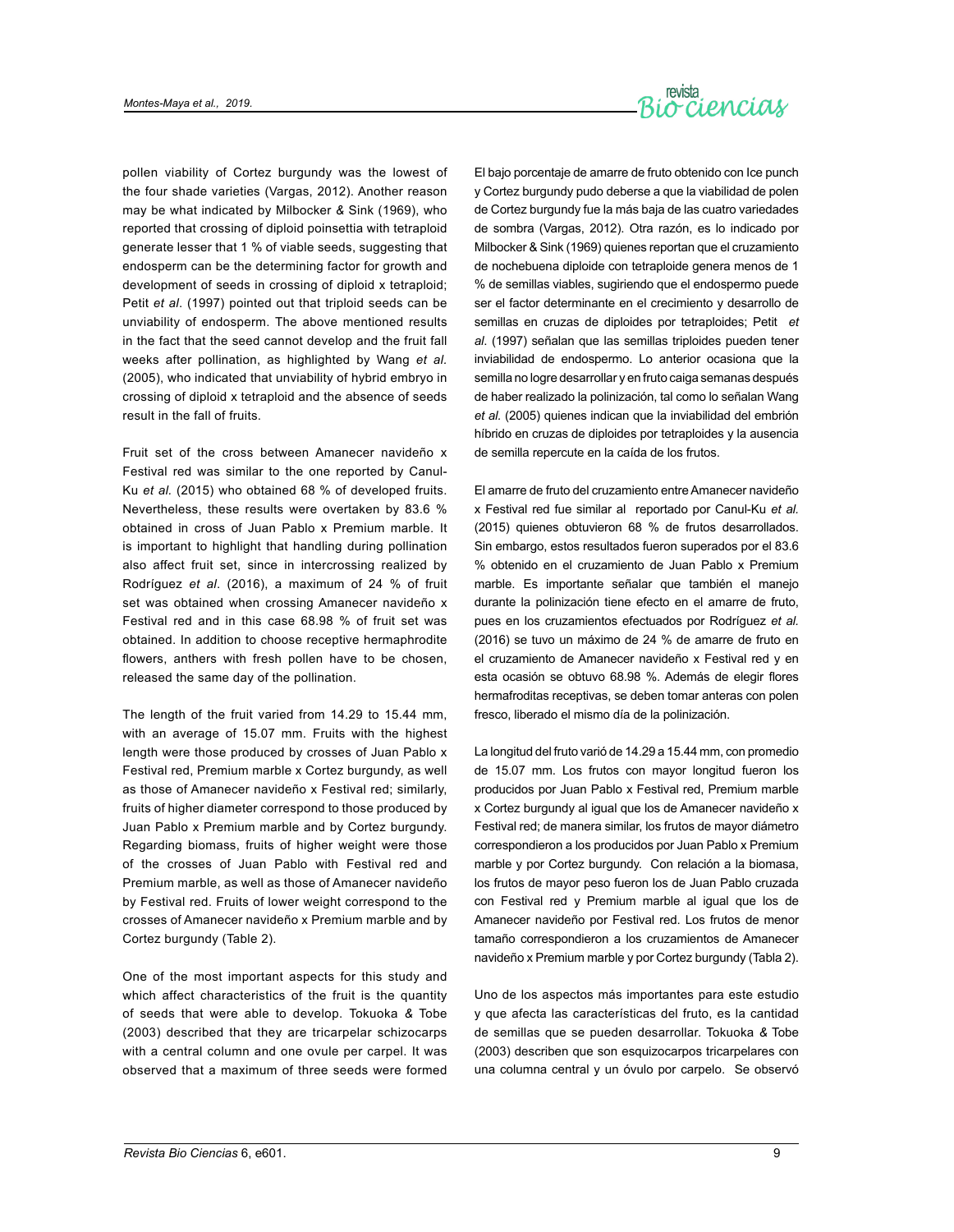pollen viability of Cortez burgundy was the lowest of the four shade varieties (Vargas, 2012). Another reason may be what indicated by Milbocker & Sink (1969), who reported that crossing of diploid poinsettia with tetraploid generate lesser that 1 % of viable seeds, suggesting that endosperm can be the determining factor for growth and development of seeds in crossing of diploid x tetraploid; Petit *et al*. (1997) pointed out that triploid seeds can be unviability of endosperm. The above mentioned results in the fact that the seed cannot develop and the fruit fall weeks after pollination, as highlighted by Wang *et al.* (2005), who indicated that unviability of hybrid embryo in crossing of diploid x tetraploid and the absence of seeds result in the fall of fruits.

Fruit set of the cross between Amanecer navideño x Festival red was similar to the one reported by Canul-Ku *et al.* (2015) who obtained 68 % of developed fruits. Nevertheless, these results were overtaken by 83.6 % obtained in cross of Juan Pablo x Premium marble. It is important to highlight that handling during pollination also affect fruit set, since in intercrossing realized by Rodríguez *et al*. (2016), a maximum of 24 % of fruit set was obtained when crossing Amanecer navideño x Festival red and in this case 68.98 % of fruit set was obtained. In addition to choose receptive hermaphrodite flowers, anthers with fresh pollen have to be chosen, released the same day of the pollination.

The length of the fruit varied from 14.29 to 15.44 mm, with an average of 15.07 mm. Fruits with the highest length were those produced by crosses of Juan Pablo x Festival red, Premium marble x Cortez burgundy, as well as those of Amanecer navideño x Festival red; similarly, fruits of higher diameter correspond to those produced by Juan Pablo x Premium marble and by Cortez burgundy. Regarding biomass, fruits of higher weight were those of the crosses of Juan Pablo with Festival red and Premium marble, as well as those of Amanecer navideño by Festival red. Fruits of lower weight correspond to the crosses of Amanecer navideño x Premium marble and by Cortez burgundy (Table 2).

One of the most important aspects for this study and which affect characteristics of the fruit is the quantity of seeds that were able to develop. Tokuoka & Tobe (2003) described that they are tricarpelar schizocarps with a central column and one ovule per carpel. It was observed that a maximum of three seeds were formed

El bajo porcentaje de amarre de fruto obtenido con Ice punch y Cortez burgundy pudo deberse a que la viabilidad de polen de Cortez burgundy fue la más baja de las cuatro variedades de sombra (Vargas, 2012). Otra razón, es lo indicado por Milbocker & Sink (1969) quienes reportan que el cruzamiento de nochebuena diploide con tetraploide genera menos de 1 % de semillas viables, sugiriendo que el endospermo puede ser el factor determinante en el crecimiento y desarrollo de semillas en cruzas de diploides por tetraploides; Petit *et al.* (1997) señalan que las semillas triploides pueden tener inviabilidad de endospermo. Lo anterior ocasiona que la semilla no logre desarrollar y en fruto caiga semanas después de haber realizado la polinización, tal como lo señalan Wang *et al.* (2005) quienes indican que la inviabilidad del embrión híbrido en cruzas de diploides por tetraploides y la ausencia de semilla repercute en la caída de los frutos.

El amarre de fruto del cruzamiento entre Amanecer navideño x Festival red fue similar al reportado por Canul-Ku *et al.* (2015) quienes obtuvieron 68 % de frutos desarrollados. Sin embargo, estos resultados fueron superados por el 83.6 % obtenido en el cruzamiento de Juan Pablo x Premium marble. Es importante señalar que también el manejo durante la polinización tiene efecto en el amarre de fruto, pues en los cruzamientos efectuados por Rodríguez *et al.* (2016) se tuvo un máximo de 24 % de amarre de fruto en el cruzamiento de Amanecer navideño x Festival red y en esta ocasión se obtuvo 68.98 %. Además de elegir flores hermafroditas receptivas, se deben tomar anteras con polen fresco, liberado el mismo día de la polinización.

La longitud del fruto varió de 14.29 a 15.44 mm, con promedio de 15.07 mm. Los frutos con mayor longitud fueron los producidos por Juan Pablo x Festival red, Premium marble x Cortez burgundy al igual que los de Amanecer navideño x Festival red; de manera similar, los frutos de mayor diámetro correspondieron a los producidos por Juan Pablo x Premium marble y por Cortez burgundy. Con relación a la biomasa, los frutos de mayor peso fueron los de Juan Pablo cruzada con Festival red y Premium marble al igual que los de Amanecer navideño por Festival red. Los frutos de menor tamaño correspondieron a los cruzamientos de Amanecer navideño x Premium marble y por Cortez burgundy (Tabla 2).

Uno de los aspectos más importantes para este estudio y que afecta las características del fruto, es la cantidad de semillas que se pueden desarrollar. Tokuoka & Tobe (2003) describen que son esquizocarpos tricarpelares con una columna central y un óvulo por carpelo. Se observó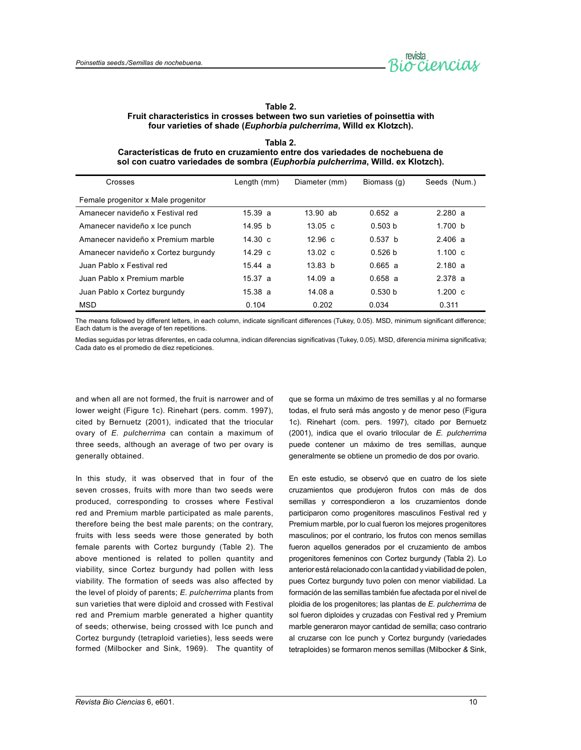**Table 2.**
**Fruit characteristics in crosses between two sun varieties of poinsettia with four varieties of shade (*Euphorbia pulcherrima*, Willd ex Klotzch).**

**Tabla 2.**
**Características de fruto en cruzamiento entre dos variedades de nochebuena de sol con cuatro variedades de sombra (*Euphorbia pulcherrima*, Willd. ex Klotzch).**

| Crosses | Length (mm) | Diameter (mm) | Biomass (g) | Seeds (Num.) |
|---|---|---|---|---|
| Female progenitor x Male progenitor | | | | |
| Amanecer navideño x Festival red | 15.39 a | 13.90 ab | 0.652 a | 2.280 a |
| Amanecer navideño x Ice punch | 14.95 b | 13.05 c | 0.503 b | 1.700 b |
| Amanecer navideño x Premium marble | 14.30 c | 12.96 c | 0.537 b | 2.406 a |
| Amanecer navideño x Cortez burgundy | 14.29 c | 13.02 c | 0.526 b | 1.100 c |
| Juan Pablo x Festival red | 15.44 a | 13.83 b | 0.665 a | 2.180 a |
| Juan Pablo x Premium marble | 15.37 a | 14.09 a | 0.658 a | 2.378 a |
| Juan Pablo x Cortez burgundy | 15.38 a | 14.08 a | 0.530 b | 1.200 c |
| MSD | 0.104 | 0.202 | 0.034 | 0.311 |

The means followed by different letters, in each column, indicate significant differences (Tukey, 0.05). MSD, minimum significant difference; Each datum is the average of ten repetitions.

Medias seguidas por letras diferentes, en cada columna, indican diferencias significativas (Tukey, 0.05). MSD, diferencia mínima significativa; Cada dato es el promedio de diez repeticiones.

and when all are not formed, the fruit is narrower and of lower weight (Figure 1c). Rinehart (pers. comm. 1997), cited by Bernuetz (2001), indicated that the trioculal ovary of *E. pulcherrima* can contain a maximum of three seeds, although an average of two per ovary is generally obtained.

In this study, it was observed that in four of the seven crosses, fruits with more than two seeds were produced, corresponding to crosses where Festival red and Premium marble participated as male parents, therefore being the best male parents; on the contrary, fruits with less seeds were those generated by both female parents with Cortez burgundy (Table 2). The above mentioned is related to pollen quantity and viability, since Cortez burgundy had pollen with less viability. The formation of seeds was also affected by the level of ploidy of parents; *E. pulcherrima* plants from sun varieties that were diploid and crossed with Festival red and Premium marble generated a higher quantity of seeds; otherwise, being crossed with Ice punch and Cortez burgundy (tetraploid varieties), less seeds were formed (Milbocker and Sink, 1969). The quantity of

que se forma un máximo de tres semillas y al no formarse todas, el fruto será más angosto y de menor peso (Figura 1c). Rinehart (com. pers. 1997), citado por Bernuetz (2001), indica que el ovario trilocular de *E. pulcherrima* puede contener un máximo de tres semillas, aunque generalmente se obtiene un promedio de dos por ovario.

En este estudio, se observó que en cuatro de los siete cruzamientos que produjeron frutos con más de dos semillas y correspondieron a los cruzamientos donde participaron como progenitores masculinos Festival red y Premium marble, por lo cual fueron los mejores progenitores masculinos; por el contrario, los frutos con menos semillas fueron aquellos generados por el cruzamiento de ambos progenitores femeninos con Cortez burgundy (Tabla 2). Lo anterior está relacionado con la cantidad y viabilidad de polen, pues Cortez burgundy tuvo polen con menor viabilidad. La formación de las semillas también fue afectada por el nivel de ploidia de los progenitores; las plantas de *E. pulcherrima* de sol fueron diploides y cruzadas con Festival red y Premium marble generaron mayor cantidad de semilla; caso contrario al cruzarse con Ice punch y Cortez burgundy (variedades tetraploides) se formaron menos semillas (Milbocker & Sink,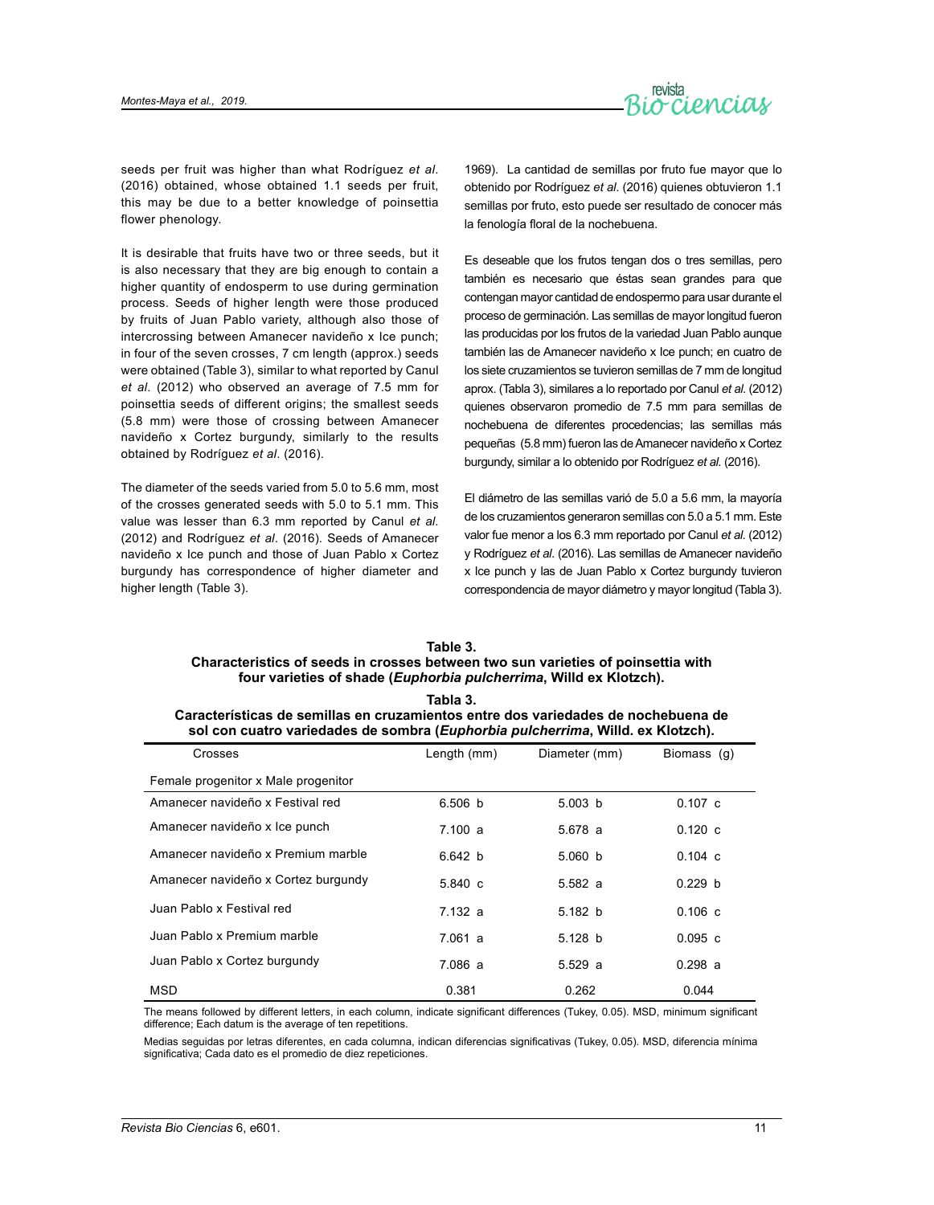seeds per fruit was higher than what Rodríguez *et al*. (2016) obtained, whose obtained 1.1 seeds per fruit, this may be due to a better knowledge of poinsettia flower phenology.

It is desirable that fruits have two or three seeds, but it is also necessary that they are big enough to contain a higher quantity of endosperm to use during germination process. Seeds of higher length were those produced by fruits of Juan Pablo variety, although also those of intercrossing between Amanecer navideño x Ice punch; in four of the seven crosses, 7 cm length (approx.) seeds were obtained (Table 3), similar to what reported by Canul *et al*. (2012) who observed an average of 7.5 mm for poinsettia seeds of different origins; the smallest seeds (5.8 mm) were those of crossing between Amanecer navideño x Cortez burgundy, similarly to the results obtained by Rodríguez *et al*. (2016).

The diameter of the seeds varied from 5.0 to 5.6 mm, most of the crosses generated seeds with 5.0 to 5.1 mm. This value was lesser than 6.3 mm reported by Canul *et al*. (2012) and Rodríguez *et al*. (2016). Seeds of Amanecer navideño x Ice punch and those of Juan Pablo x Cortez burgundy has correspondence of higher diameter and higher length (Table 3).

1969). La cantidad de semillas por fruto fue mayor que lo obtenido por Rodríguez *et al*. (2016) quienes obtuvieron 1.1 semillas por fruto, esto puede ser resultado de conocer más la fenología floral de la nochebuena.

Es deseable que los frutos tengan dos o tres semillas, pero también es necesario que éstas sean grandes para que contengan mayor cantidad de endospermo para usar durante el proceso de germinación. Las semillas de mayor longitud fueron las producidas por los frutos de la variedad Juan Pablo aunque también las de Amanecer navideño x Ice punch; en cuatro de los siete cruzamientos se tuvieron semillas de 7 mm de longitud aprox. (Tabla 3), similares a lo reportado por Canul *et al.* (2012) quienes observaron promedio de 7.5 mm para semillas de nochebuena de diferentes procedencias; las semillas más pequeñas (5.8 mm) fueron las de Amanecer navideño x Cortez burgundy, similar a lo obtenido por Rodríguez *et al.* (2016).

El diámetro de las semillas varió de 5.0 a 5.6 mm, la mayoría de los cruzamientos generaron semillas con 5.0 a 5.1 mm. Este valor fue menor a los 6.3 mm reportado por Canul *et al.* (2012) y Rodríguez *et al.* (2016). Las semillas de Amanecer navideño x Ice punch y las de Juan Pablo x Cortez burgundy tuvieron correspondencia de mayor diámetro y mayor longitud (Tabla 3).

**Table 3.**
**Characteristics of seeds in crosses between two sun varieties of poinsettia with four varieties of shade (*Euphorbia pulcherrima*, Willd ex Klotzch).**

**Tabla 3.**
**Características de semillas en cruzamientos entre dos variedades de nochebuena de sol con cuatro variedades de sombra (*Euphorbia pulcherrima*, Willd. ex Klotzch).**

| Crosses | Length (mm) | Diameter (mm) | Biomass (g) |
|---|---|---|---|
| Female progenitor x Male progenitor | | | |
| Amanecer navideño x Festival red | 6.506 b | 5.003 b | 0.107 c |
| Amanecer navideño x Ice punch | 7.100 a | 5.678 a | 0.120 c |
| Amanecer navideño x Premium marble | 6.642 b | 5.060 b | 0.104 c |
| Amanecer navideño x Cortez burgundy | 5.840 c | 5.582 a | 0.229 b |
| Juan Pablo x Festival red | 7.132 a | 5.182 b | 0.106 c |
| Juan Pablo x Premium marble | 7.061 a | 5.128 b | 0.095 c |
| Juan Pablo x Cortez burgundy | 7.086 a | 5.529 a | 0.298 a |
| MSD | 0.381 | 0.262 | 0.044 |

The means followed by different letters, in each column, indicate significant differences (Tukey, 0.05). MSD, minimum significant difference; Each datum is the average of ten repetitions.

Medias seguidas por letras diferentes, en cada columna, indican diferencias significativas (Tukey, 0.05). MSD, diferencia mínima significativa; Cada dato es el promedio de diez repeticiones.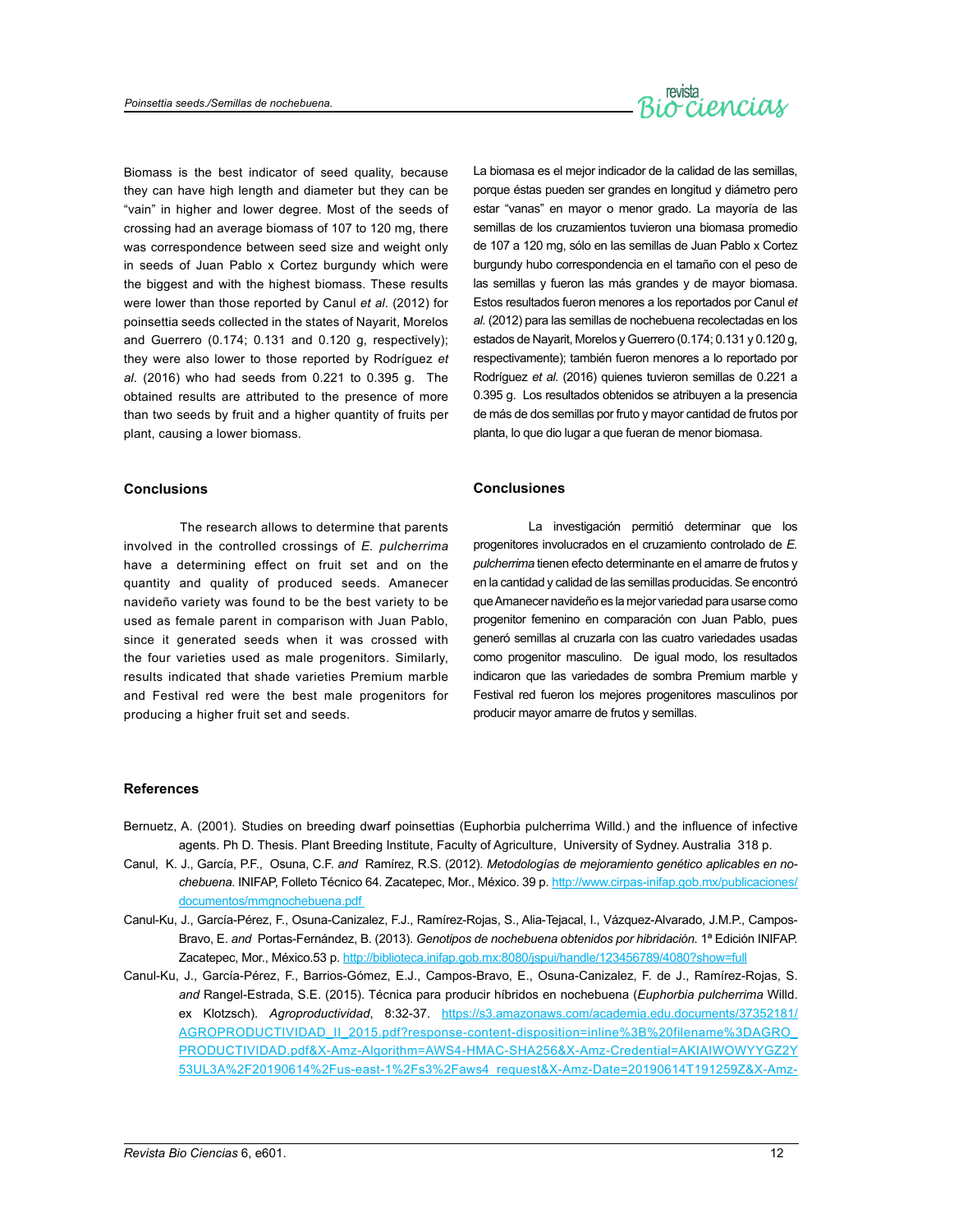Biomass is the best indicator of seed quality, because they can have high length and diameter but they can be "vain" in higher and lower degree. Most of the seeds of crossing had an average biomass of 107 to 120 mg, there was correspondence between seed size and weight only in seeds of Juan Pablo x Cortez burgundy which were the biggest and with the highest biomass. These results were lower than those reported by Canul *et al*. (2012) for poinsettia seeds collected in the states of Nayarit, Morelos and Guerrero (0.174; 0.131 and 0.120 g, respectively); they were also lower to those reported by Rodríguez *et al*. (2016) who had seeds from 0.221 to 0.395 g. The obtained results are attributed to the presence of more than two seeds by fruit and a higher quantity of fruits per plant, causing a lower biomass.

La biomasa es el mejor indicador de la calidad de las semillas, porque éstas pueden ser grandes en longitud y diámetro pero estar "vanas" en mayor o menor grado. La mayoría de las semillas de los cruzamientos tuvieron una biomasa promedio de 107 a 120 mg, sólo en las semillas de Juan Pablo x Cortez burgundy hubo correspondencia en el tamaño con el peso de las semillas y fueron las más grandes y de mayor biomasa. Estos resultados fueron menores a los reportados por Canul *et al.* (2012) para las semillas de nochebuena recolectadas en los estados de Nayarit, Morelos y Guerrero (0.174; 0.131 y 0.120 g, respectivamente); también fueron menores a lo reportado por Rodríguez *et al.* (2016) quienes tuvieron semillas de 0.221 a 0.395 g. Los resultados obtenidos se atribuyen a la presencia de más de dos semillas por fruto y mayor cantidad de frutos por planta, lo que dio lugar a que fueran de menor biomasa.

## Conclusions

The research allows to determine that parents involved in the controlled crossings of *E. pulcherrima* have a determining effect on fruit set and on the quantity and quality of produced seeds. Amanecer navideño variety was found to be the best variety to be used as female parent in comparison with Juan Pablo, since it generated seeds when it was crossed with the four varieties used as male progenitors. Similarly, results indicated that shade varieties Premium marble and Festival red were the best male progenitors for producing a higher fruit set and seeds.

## Conclusiones

La investigación permitió determinar que los progenitores involucrados en el cruzamiento controlado de *E. pulcherrima* tienen efecto determinante en el amarre de frutos y en la cantidad y calidad de las semillas producidas. Se encontró que Amanecer navideño es la mejor variedad para usarse como progenitor femenino en comparación con Juan Pablo, pues generó semillas al cruzarla con las cuatro variedades usadas como progenitor masculino. De igual modo, los resultados indicaron que las variedades de sombra Premium marble y Festival red fueron los mejores progenitores masculinos por producir mayor amarre de frutos y semillas.

## References

Bernuetz, A. (2001). Studies on breeding dwarf poinsettias (Euphorbia pulcherrima Willd.) and the influence of infective agents. Ph D. Thesis. Plant Breeding Institute, Faculty of Agriculture, University of Sydney. Australia 318 p.

Canul, K. J., García, P.F., Osuna, C.F. *and* Ramírez, R.S. (2012). *Metodologías de mejoramiento genético aplicables en nochebuena.* INIFAP, Folleto Técnico 64. Zacatepec, Mor., México. 39 p. http://www.cirpas-inifap.gob.mx/publicaciones/documentos/mmgnochebuena.pdf

Canul-Ku, J., García-Pérez, F., Osuna-Canizalez, F.J., Ramírez-Rojas, S., Alia-Tejacal, I., Vázquez-Alvarado, J.M.P., Campos-Bravo, E. *and* Portas-Fernández, B. (2013). *Genotipos de nochebuena obtenidos por hibridación.* 1ª Edición INIFAP. Zacatepec, Mor., México.53 p. http://biblioteca.inifap.gob.mx:8080/jspui/handle/123456789/4080?show=full

Canul-Ku, J., García-Pérez, F., Barrios-Gómez, E.J., Campos-Bravo, E., Osuna-Canizalez, F. de J., Ramírez-Rojas, S. *and* Rangel-Estrada, S.E. (2015). Técnica para producir híbridos en nochebuena (*Euphorbia pulcherrima* Willd. ex Klotzsch). *Agroproductividad*, 8:32-37. https://s3.amazonaws.com/academia.edu.documents/37352181/AGROPRODUCTIVIDAD_II_2015.pdf?response-content-disposition=inline%3B%20filename%3DAGRO_PRODUCTIVIDAD.pdf&X-Amz-Algorithm=AWS4-HMAC-SHA256&X-Amz-Credential=AKIAIWOWYYGZ2Y53UL3A%2F20190614%2Fus-east-1%2Fs3%2Faws4_request&X-Amz-Date=20190614T191259Z&X-Amz-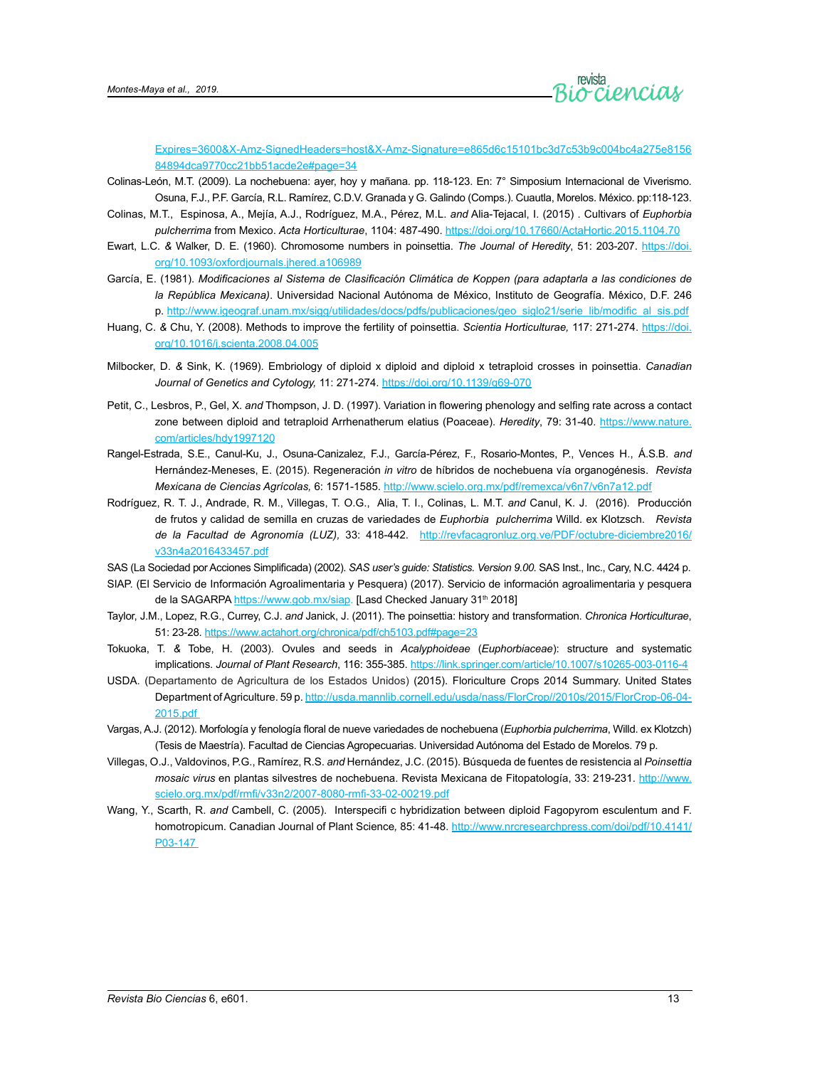Expires=3600&X-Amz-SignedHeaders=host&X-Amz-Signature=e865d6c15101bc3d7c53b9c004bc4a275e815684894dca9770cc21bb51acde2e#page=34

Colinas-León, M.T. (2009). La nochebuena: ayer, hoy y mañana. pp. 118-123. En: 7° Simposium Internacional de Viverismo. Osuna, F.J., P.F. García, R.L. Ramírez, C.D.V. Granada y G. Galindo (Comps.). Cuautla, Morelos. México. pp:118-123.

Colinas, M.T., Espinosa, A., Mejía, A.J., Rodríguez, M.A., Pérez, M.L. *and* Alia-Tejacal, I. (2015) . Cultivars of *Euphorbia pulcherrima* from Mexico. *Acta Horticulturae*, 1104: 487-490. https://doi.org/10.17660/ActaHortic.2015.1104.70

Ewart, L.C. & Walker, D. E. (1960). Chromosome numbers in poinsettia. *The Journal of Heredity*, 51: 203-207. https://doi.org/10.1093/oxfordjournals.jhered.a106989

García, E. (1981). *Modificaciones al Sistema de Clasificación Climática de Koppen (para adaptarla a las condiciones de la República Mexicana)*. Universidad Nacional Autónoma de México, Instituto de Geografía. México, D.F. 246 p. http://www.igeograf.unam.mx/sigg/utilidades/docs/pdfs/publicaciones/geo_siglo21/serie_lib/modific_al_sis.pdf

Huang, C. & Chu, Y. (2008). Methods to improve the fertility of poinsettia. *Scientia Horticulturae,* 117: 271-274. https://doi.org/10.1016/j.scienta.2008.04.005

Milbocker, D. & Sink, K. (1969). Embriology of diploid x diploid and diploid x tetraploid crosses in poinsettia. *Canadian Journal of Genetics and Cytology,* 11: 271-274. https://doi.org/10.1139/g69-070

Petit, C., Lesbros, P., Gel, X. *and* Thompson, J. D. (1997). Variation in flowering phenology and selfing rate across a contact zone between diploid and tetraploid Arrhenatherum elatius (Poaceae). *Heredity*, 79: 31-40. https://www.nature.com/articles/hdy1997120

Rangel-Estrada, S.E., Canul-Ku, J., Osuna-Canizalez, F.J., García-Pérez, F., Rosario-Montes, P., Vences H., Á.S.B. *and* Hernández-Meneses, E. (2015). Regeneración *in vitro* de híbridos de nochebuena vía organogénesis. *Revista Mexicana de Ciencias Agrícolas,* 6: 1571-1585. http://www.scielo.org.mx/pdf/remexca/v6n7/v6n7a12.pdf

Rodríguez, R. T. J., Andrade, R. M., Villegas, T. O.G., Alia, T. I., Colinas, L. M.T. *and* Canul, K. J. (2016). Producción de frutos y calidad de semilla en cruzas de variedades de *Euphorbia pulcherrima* Willd. ex Klotzsch. *Revista de la Facultad de Agronomía (LUZ),* 33: 418-442. http://revfacagronluz.org.ve/PDF/octubre-diciembre2016/v33n4a2016433457.pdf

SAS (La Sociedad por Acciones Simplificada) (2002). *SAS user's guide: Statistics. Version 9.00.* SAS Inst., Inc., Cary, N.C. 4424 p.

SIAP. (El Servicio de Información Agroalimentaria y Pesquera) (2017). Servicio de información agroalimentaria y pesquera de la SAGARPA https://www.gob.mx/siap. [Lasd Checked January 31th 2018]

Taylor, J.M., Lopez, R.G., Currey, C.J. *and* Janick, J. (2011). The poinsettia: history and transformation. *Chronica Horticulturae*, 51: 23-28. https://www.actahort.org/chronica/pdf/ch5103.pdf#page=23

Tokuoka, T. & Tobe, H. (2003). Ovules and seeds in *Acalyphoideae* (*Euphorbiaceae*): structure and systematic implications. *Journal of Plant Research*, 116: 355-385. https://link.springer.com/article/10.1007/s10265-003-0116-4

USDA. (Departamento de Agricultura de los Estados Unidos) (2015). Floriculture Crops 2014 Summary. United States Department of Agriculture. 59 p. http://usda.mannlib.cornell.edu/usda/nass/FlorCrop//2010s/2015/FlorCrop-06-04-2015.pdf

Vargas, A.J. (2012). Morfología y fenología floral de nueve variedades de nochebuena (*Euphorbia pulcherrima*, Willd. ex Klotzch) (Tesis de Maestría). Facultad de Ciencias Agropecuarias. Universidad Autónoma del Estado de Morelos. 79 p.

Villegas, O.J., Valdovinos, P.G., Ramírez, R.S. *and* Hernández, J.C. (2015). Búsqueda de fuentes de resistencia al *Poinsettia mosaic virus* en plantas silvestres de nochebuena. Revista Mexicana de Fitopatología, 33: 219-231. http://www.scielo.org.mx/pdf/rmfi/v33n2/2007-8080-rmfi-33-02-00219.pdf

Wang, Y., Scarth, R. *and* Cambell, C. (2005). Interspecifi c hybridization between diploid Fagopyrom esculentum and F. homotropicum. Canadian Journal of Plant Science*,* 85: 41-48. http://www.nrcresearchpress.com/doi/pdf/10.4141/P03-147